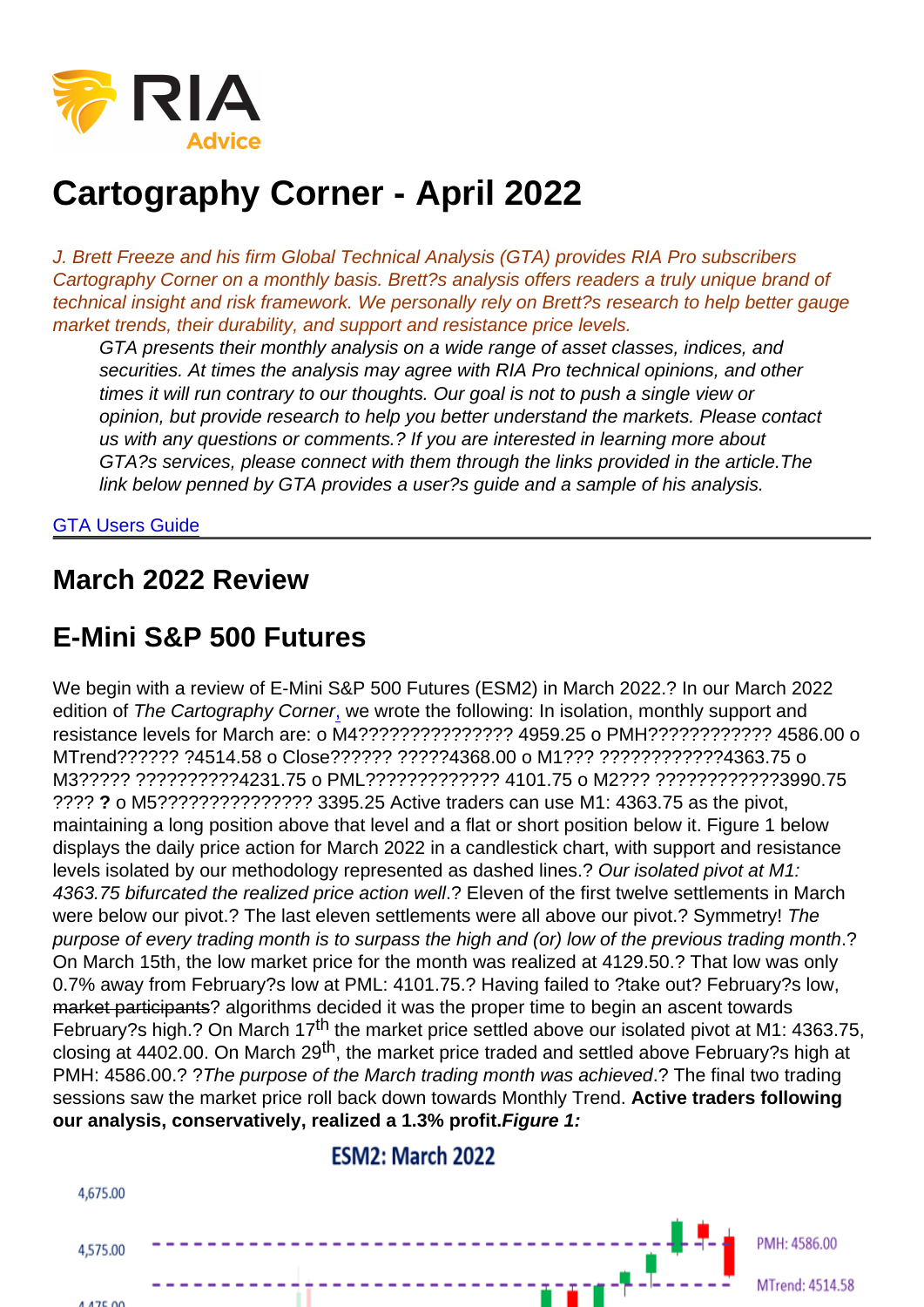# Cartography Corner - April 2022

*J. Brett Freeze and his firm Global Technical Analysis (GTA) provides RIA Pro subscribers Cartography Corner on a monthly basis. Brett?s analysis offers readers a truly unique brand of technical insight and risk framework. We personally rely on Brett?s research to help better gauge market trends, their durability, and support and resistance price levels.*

> *GTA presents their monthly analysis on a wide range of asset classes, indices, and securities. At times the analysis may agree with RIA Pro technical opinions, and other times it will run contrary to our thoughts. Our goal is not to push a single view or opinion, but provide research to help you better understand the markets. Please contact us with any questions or comments.? If you are interested in learning more about GTA?s services, please connect with them through the links provided in the article.The link below penned by GTA provides a user?s guide and a sample of his analysis.*

GTA Users Guide

---

## March 2022 Review

## E-Mini S&P 500 Futures

We begin with a review of E-Mini S&P 500 Futures (ESM2) in March 2022.? In our March 2022 edition of *The Cartography Corner*, we wrote the following: In isolation, monthly support and resistance levels for March are: o M4??????????????? 4959.25 o PMH???????????? 4586.00 o MTrend?????? ?4514.58 o Close?????? ?????4368.00 o M1??? ????????????4363.75 o M3????? ??????????4231.75 o PML????????????? 4101.75 o M2??? ?????????????3990.75 ???? **?** o M5??????????????? 3395.25 Active traders can use M1: 4363.75 as the pivot, maintaining a long position above that level and a flat or short position below it. Figure 1 below displays the daily price action for March 2022 in a candlestick chart, with support and resistance levels isolated by our methodology represented as dashed lines.? *Our isolated pivot at M1: 4363.75 bifurcated the realized price action well*.? Eleven of the first twelve settlements in March were below our pivot.? The last eleven settlements were all above our pivot.? Symmetry! *The purpose of every trading month is to surpass the high and (or) low of the previous trading month*.? On March 15th, the low market price for the month was realized at 4129.50.? That low was only 0.7% away from February?s low at PML: 4101.75.? Having failed to ?take out? February?s low, ~~market participants~~? algorithms decided it was the proper time to begin an ascent towards February?s high.? On March 17th the market price settled above our isolated pivot at M1: 4363.75, closing at 4402.00. On March 29th, the market price traded and settled above February?s high at PMH: 4586.00.? ?*The purpose of the March trading month was achieved*.? The final two trading sessions saw the market price roll back down towards Monthly Trend. **Active traders following our analysis, conservatively, realized a 1.3% profit.*Figure 1:***

ESM2: March 2022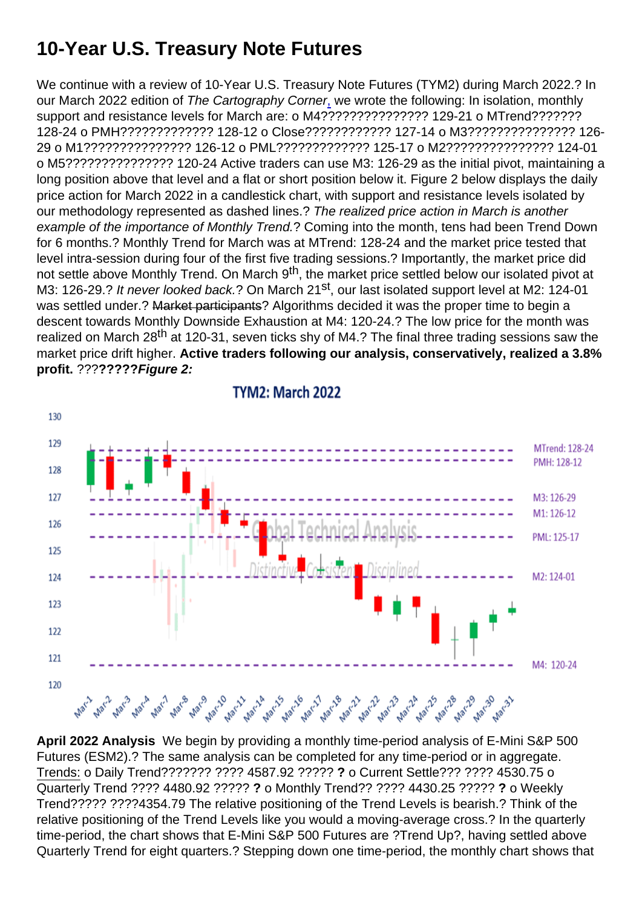# 10-Year U.S. Treasury Note Futures

We continue with a review of 10-Year U.S. Treasury Note Futures (TYM2) during March 2022.? In our March 2022 edition of *The Cartography Corner*, we wrote the following: In isolation, monthly support and resistance levels for March are: o M4??????????????? 129-21 o MTrend??????? 128-24 o PMH????????????? 128-12 o Close???????????? 127-14 o M3??????????????? 126-29 o M1??????????????? 126-12 o PML????????????? 125-17 o M2??????????????? 124-01 o M5??????????????? 120-24 Active traders can use M3: 126-29 as the initial pivot, maintaining a long position above that level and a flat or short position below it. Figure 2 below displays the daily price action for March 2022 in a candlestick chart, with support and resistance levels isolated by our methodology represented as dashed lines.? *The realized price action in March is another example of the importance of Monthly Trend.*? Coming into the month, tens had been Trend Down for 6 months.? Monthly Trend for March was at MTrend: 128-24 and the market price tested that level intra-session during four of the first five trading sessions.? Importantly, the market price did not settle above Monthly Trend. On March 9th, the market price settled below our isolated pivot at M3: 126-29.? *It never looked back.*? On March 21st, our last isolated support level at M2: 124-01 was settled under.? ~~Market participants~~? Algorithms decided it was the proper time to begin a descent towards Monthly Downside Exhaustion at M4: 120-24.? The low price for the month was realized on March 28th at 120-31, seven ticks shy of M4.? The final three trading sessions saw the market price drift higher. **Active traders following our analysis, conservatively, realized a 3.8% profit.** ???*****Figure 2:***

**April 2022 Analysis** We begin by providing a monthly time-period analysis of E-Mini S&P 500 Futures (ESM2).? The same analysis can be completed for any time-period or in aggregate. Trends: o Daily Trend??????? ???? 4587.92 ????? **?** o Current Settle??? ???? 4530.75 o Quarterly Trend ???? 4480.92 ????? **?** o Monthly Trend?? ???? 4430.25 ????? **?** o Weekly Trend????? ????4354.79 The relative positioning of the Trend Levels is bearish.? Think of the relative positioning of the Trend Levels like you would a moving-average cross.? In the quarterly time-period, the chart shows that E-Mini S&P 500 Futures are ?Trend Up?, having settled above Quarterly Trend for eight quarters.? Stepping down one time-period, the monthly chart shows that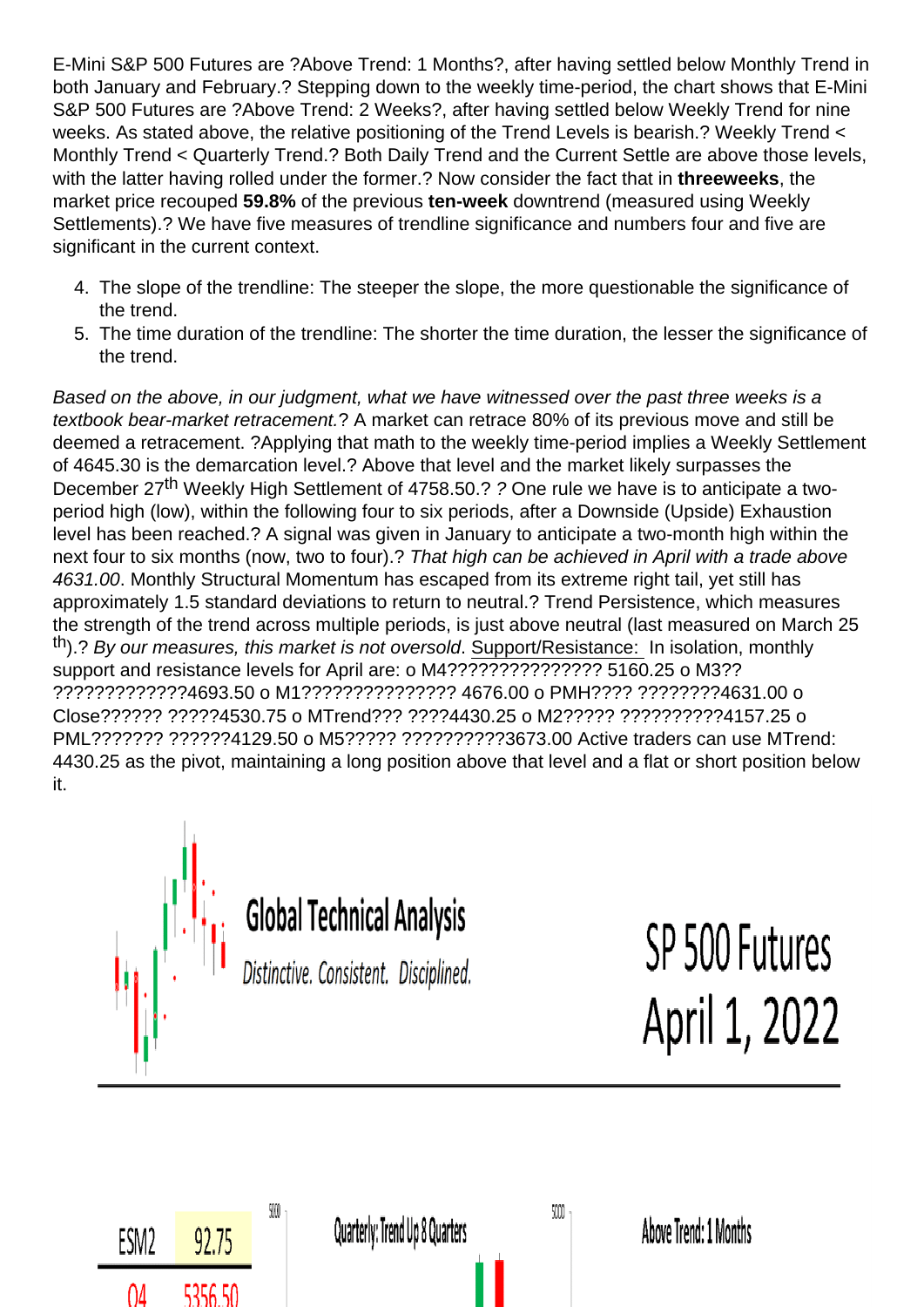E-Mini S&P 500 Futures are ?Above Trend: 1 Months?, after having settled below Monthly Trend in both January and February.? Stepping down to the weekly time-period, the chart shows that E-Mini S&P 500 Futures are ?Above Trend: 2 Weeks?, after having settled below Weekly Trend for nine weeks. As stated above, the relative positioning of the Trend Levels is bearish.? Weekly Trend < Monthly Trend < Quarterly Trend.? Both Daily Trend and the Current Settle are above those levels, with the latter having rolled under the former.? Now consider the fact that in **threeweeks**, the market price recouped **59.8%** of the previous **ten-week** downtrend (measured using Weekly Settlements).? We have five measures of trendline significance and numbers four and five are significant in the current context.

4. The slope of the trendline: The steeper the slope, the more questionable the significance of the trend.
5. The time duration of the trendline: The shorter the time duration, the lesser the significance of the trend.

*Based on the above, in our judgment, what we have witnessed over the past three weeks is a textbook bear-market retracement.*? A market can retrace 80% of its previous move and still be deemed a retracement. ?Applying that math to the weekly time-period implies a Weekly Settlement of 4645.30 is the demarcation level.? Above that level and the market likely surpasses the December 27th Weekly High Settlement of 4758.50.? *?* One rule we have is to anticipate a two-period high (low), within the following four to six periods, after a Downside (Upside) Exhaustion level has been reached.? A signal was given in January to anticipate a two-month high within the next four to six months (now, two to four).? *That high can be achieved in April with a trade above 4631.00*. Monthly Structural Momentum has escaped from its extreme right tail, yet still has approximately 1.5 standard deviations to return to neutral.? Trend Persistence, which measures the strength of the trend across multiple periods, is just above neutral (last measured on March 25th).? *By our measures, this market is not oversold*. Support/Resistance: In isolation, monthly support and resistance levels for April are: o M4??????????????? 5160.25 o M3?? ?????????????4693.50 o M1??????????????? 4676.00 o PMH???? ????????4631.00 o Close?????? ?????4530.75 o MTrend??? ????4430.25 o M2?????? ??????????4157.25 o PML??????? ??????4129.50 o M5?????? ??????????3673.00 Active traders can use MTrend: 4430.25 as the pivot, maintaining a long position above that level and a flat or short position below it.

Global Technical Analysis

*Distinctive. Consistent. Disciplined.*

SP 500 Futures
April 1, 2022

| ESM2 | 92.75 |
|---|---|
| Q4 | 5356.50 |

Quarterly: Trend Up 8 Quarters

Above Trend: 1 Months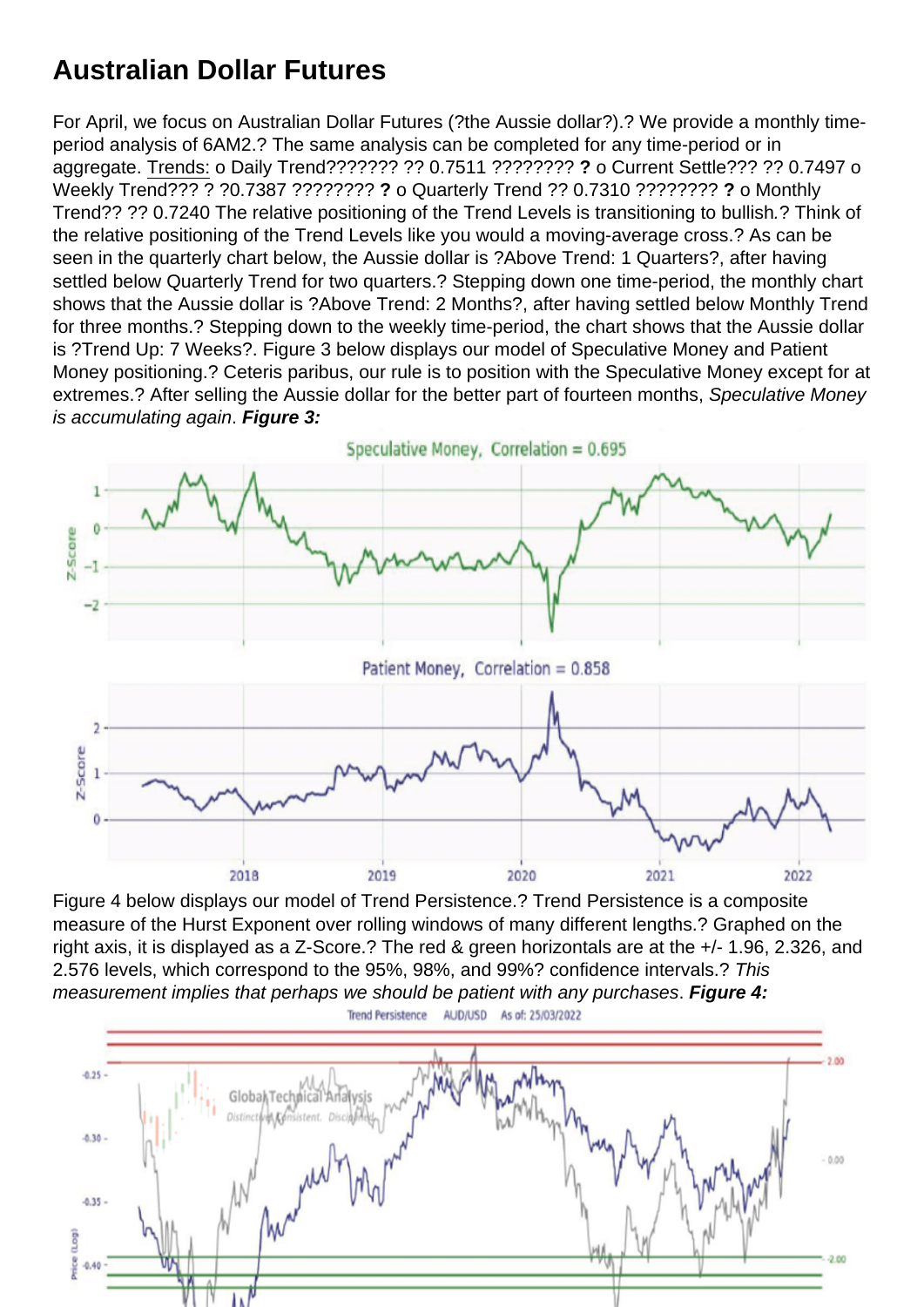# Australian Dollar Futures

For April, we focus on Australian Dollar Futures (?the Aussie dollar?).? We provide a monthly time-period analysis of 6AM2.? The same analysis can be completed for any time-period or in aggregate. Trends: o Daily Trend??????? ?? 0.7511 ???????? **?** o Current Settle??? ?? 0.7497 o Weekly Trend??? ? ?0.7387 ???????? **?** o Quarterly Trend ?? 0.7310 ???????? **?** o Monthly Trend?? ?? 0.7240 The relative positioning of the Trend Levels is transitioning to bullish.? Think of the relative positioning of the Trend Levels like you would a moving-average cross.? As can be seen in the quarterly chart below, the Aussie dollar is ?Above Trend: 1 Quarters?, after having settled below Quarterly Trend for two quarters.? Stepping down one time-period, the monthly chart shows that the Aussie dollar is ?Above Trend: 2 Months?, after having settled below Monthly Trend for three months.? Stepping down to the weekly time-period, the chart shows that the Aussie dollar is ?Trend Up: 7 Weeks?. Figure 3 below displays our model of Speculative Money and Patient Money positioning.? Ceteris paribus, our rule is to position with the Speculative Money except for at extremes.? After selling the Aussie dollar for the better part of fourteen months, *Speculative Money is accumulating again*. **Figure 3:**

Figure 4 below displays our model of Trend Persistence.? Trend Persistence is a composite measure of the Hurst Exponent over rolling windows of many different lengths.? Graphed on the right axis, it is displayed as a Z-Score.? The red & green horizontals are at the +/- 1.96, 2.326, and 2.576 levels, which correspond to the 95%, 98%, and 99%? confidence intervals.? *This measurement implies that perhaps we should be patient with any purchases*. **Figure 4:**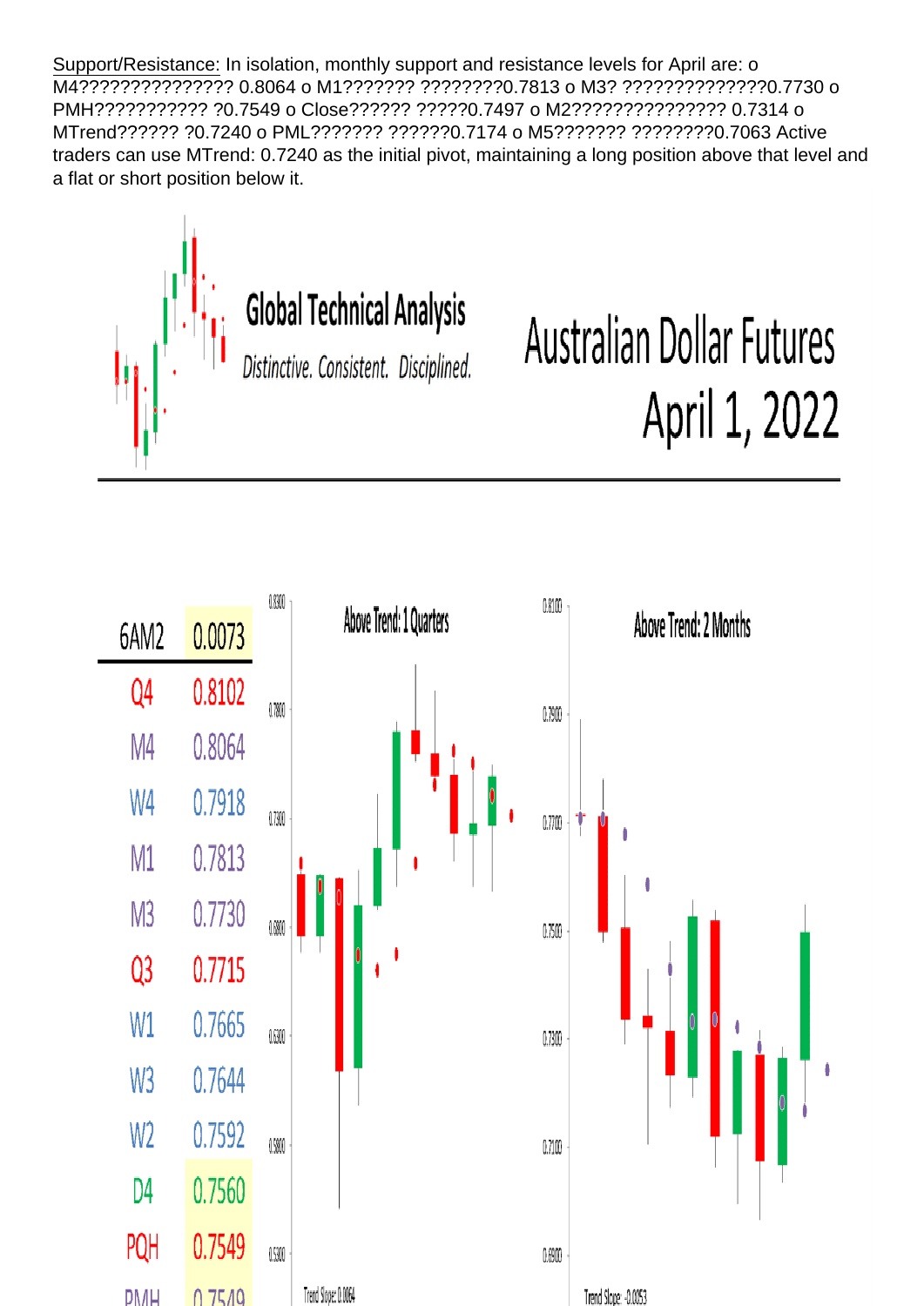Support/Resistance: In isolation, monthly support and resistance levels for April are: o M4??????????????? 0.8064 o M1??????? ????????0.7813 o M3? ??????????????0.7730 o PMH??????????? ?0.7549 o Close?????? ?????0.7497 o M2??????????????? 0.7314 o MTrend?????? ?0.7240 o PML??????? ??????0.7174 o M5??????? ????????0.7063 Active traders can use MTrend: 0.7240 as the initial pivot, maintaining a long position above that level and a flat or short position below it.

# Global Technical Analysis

*Distinctive. Consistent. Disciplined.*

# Australian Dollar Futures

## April 1, 2022

| 6AM2 | 0.0073 |
|---|---|
| Q4 | 0.8102 |
| M4 | 0.8064 |
| W4 | 0.7918 |
| M1 | 0.7813 |
| M3 | 0.7730 |
| Q3 | 0.7715 |
| W1 | 0.7665 |
| W3 | 0.7644 |
| W2 | 0.7592 |
| D4 | 0.7560 |
| PQH | 0.7549 |
| PMH | 0.7549 |

Above Trend: 1 Quarters

Trend Slope: 0.0064

Above Trend: 2 Months

Trend Slope: -0.0053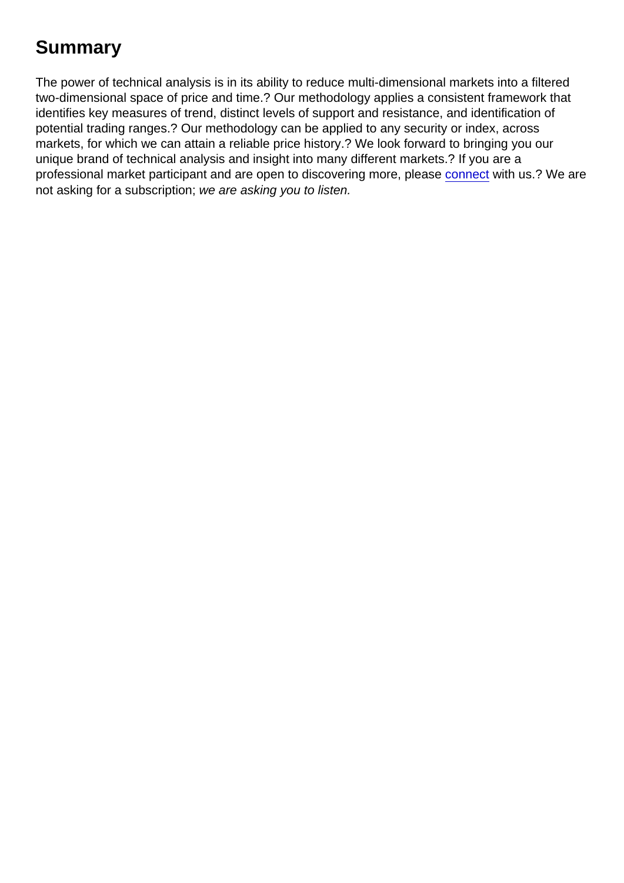## Summary

The power of technical analysis is in its ability to reduce multi-dimensional markets into a filtered two-dimensional space of price and time.? Our methodology applies a consistent framework that identifies key measures of trend, distinct levels of support and resistance, and identification of potential trading ranges.? Our methodology can be applied to any security or index, across markets, for which we can attain a reliable price history.? We look forward to bringing you our unique brand of technical analysis and insight into many different markets.? If you are a professional market participant and are open to discovering more, please connect with us.? We are not asking for a subscription; *we are asking you to listen.*